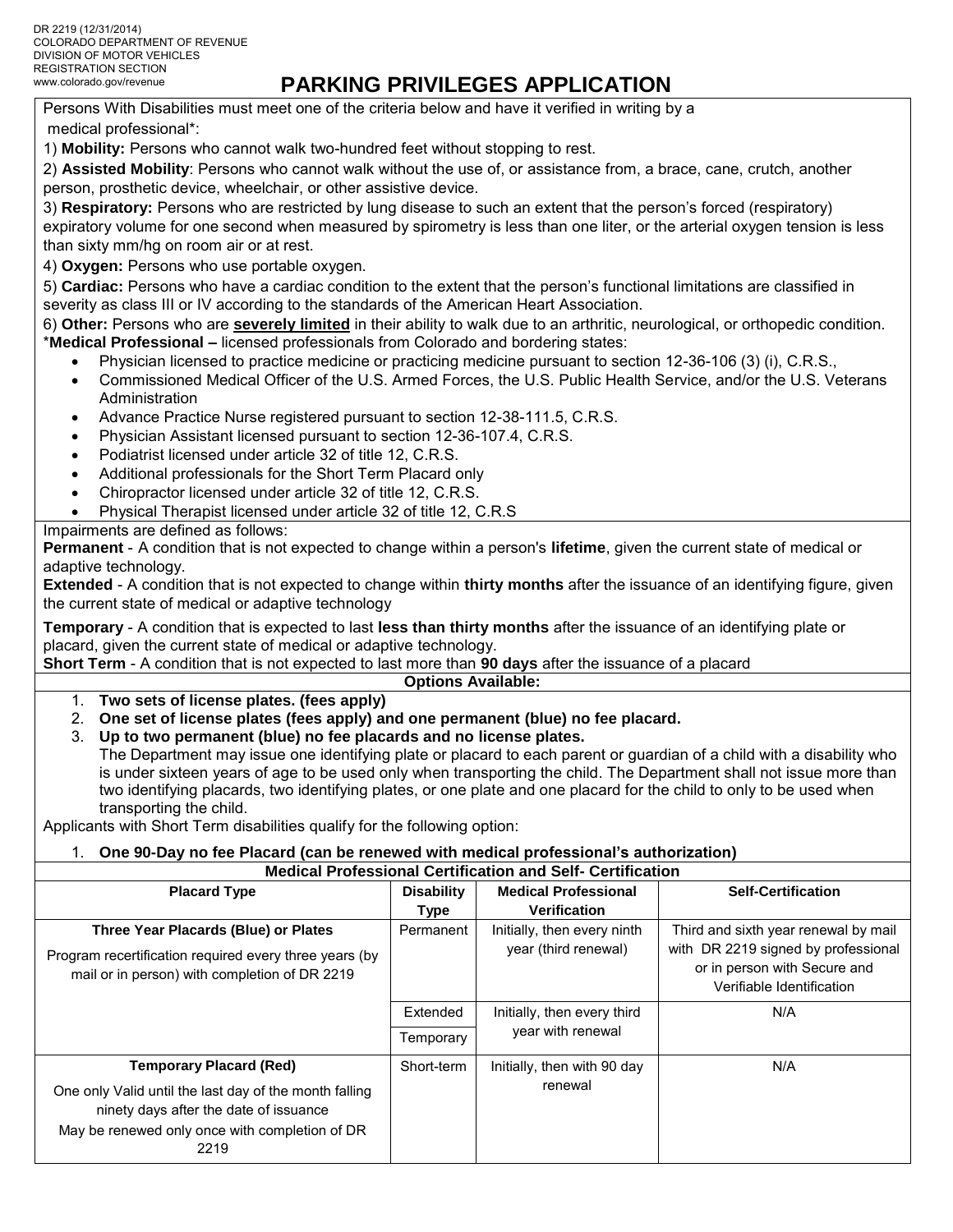DR 2219 (12/31/2014)
COLORADO DEPARTMENT OF REVENUE
DIVISION OF MOTOR VEHICLES
REGISTRATION SECTION
www.colorado.gov/revenue

# PARKING PRIVILEGES APPLICATION

Persons With Disabilities must meet one of the criteria below and have it verified in writing by a medical professional*:

1) **Mobility:** Persons who cannot walk two-hundred feet without stopping to rest.

2) **Assisted Mobility**: Persons who cannot walk without the use of, or assistance from, a brace, cane, crutch, another person, prosthetic device, wheelchair, or other assistive device.

3) **Respiratory:** Persons who are restricted by lung disease to such an extent that the person's forced (respiratory) expiratory volume for one second when measured by spirometry is less than one liter, or the arterial oxygen tension is less than sixty mm/hg on room air or at rest.

4) **Oxygen:** Persons who use portable oxygen.

5) **Cardiac:** Persons who have a cardiac condition to the extent that the person's functional limitations are classified in severity as class III or IV according to the standards of the American Heart Association.

6) **Other:** Persons who are **severely limited** in their ability to walk due to an arthritic, neurological, or orthopedic condition.

***Medical Professional –** licensed professionals from Colorado and bordering states:

- Physician licensed to practice medicine or practicing medicine pursuant to section 12-36-106 (3) (i), C.R.S.,
- Commissioned Medical Officer of the U.S. Armed Forces, the U.S. Public Health Service, and/or the U.S. Veterans Administration
- Advance Practice Nurse registered pursuant to section 12-38-111.5, C.R.S.
- Physician Assistant licensed pursuant to section 12-36-107.4, C.R.S.
- Podiatrist licensed under article 32 of title 12, C.R.S.
- Additional professionals for the Short Term Placard only
- Chiropractor licensed under article 32 of title 12, C.R.S.
- Physical Therapist licensed under article 32 of title 12, C.R.S

Impairments are defined as follows:

**Permanent** - A condition that is not expected to change within a person's **lifetime**, given the current state of medical or adaptive technology.

**Extended** - A condition that is not expected to change within **thirty months** after the issuance of an identifying figure, given the current state of medical or adaptive technology

**Temporary** - A condition that is expected to last **less than thirty months** after the issuance of an identifying plate or placard, given the current state of medical or adaptive technology.

**Short Term** - A condition that is not expected to last more than **90 days** after the issuance of a placard

**Options Available:**

1. **Two sets of license plates. (fees apply)**
2. **One set of license plates (fees apply) and one permanent (blue) no fee placard.**
3. **Up to two permanent (blue) no fee placards and no license plates.**
   The Department may issue one identifying plate or placard to each parent or guardian of a child with a disability who is under sixteen years of age to be used only when transporting the child. The Department shall not issue more than two identifying placards, two identifying plates, or one plate and one placard for the child to only to be used when transporting the child.

Applicants with Short Term disabilities qualify for the following option:

1. **One 90-Day no fee Placard (can be renewed with medical professional's authorization)**

**Medical Professional Certification and Self- Certification**

| Placard Type | Disability Type | Medical Professional Verification | Self-Certification |
|---|---|---|---|
| **Three Year Placards (Blue) or Plates** Program recertification required every three years (by mail or in person) with completion of DR 2219 | Permanent | Initially, then every ninth year (third renewal) | Third and sixth year renewal by mail with DR 2219 signed by professional or in person with Secure and Verifiable Identification |
| | Extended | Initially, then every third year with renewal | N/A |
| | Temporary | | |
| **Temporary Placard (Red)** One only Valid until the last day of the month falling ninety days after the date of issuance May be renewed only once with completion of DR 2219 | Short-term | Initially, then with 90 day renewal | N/A |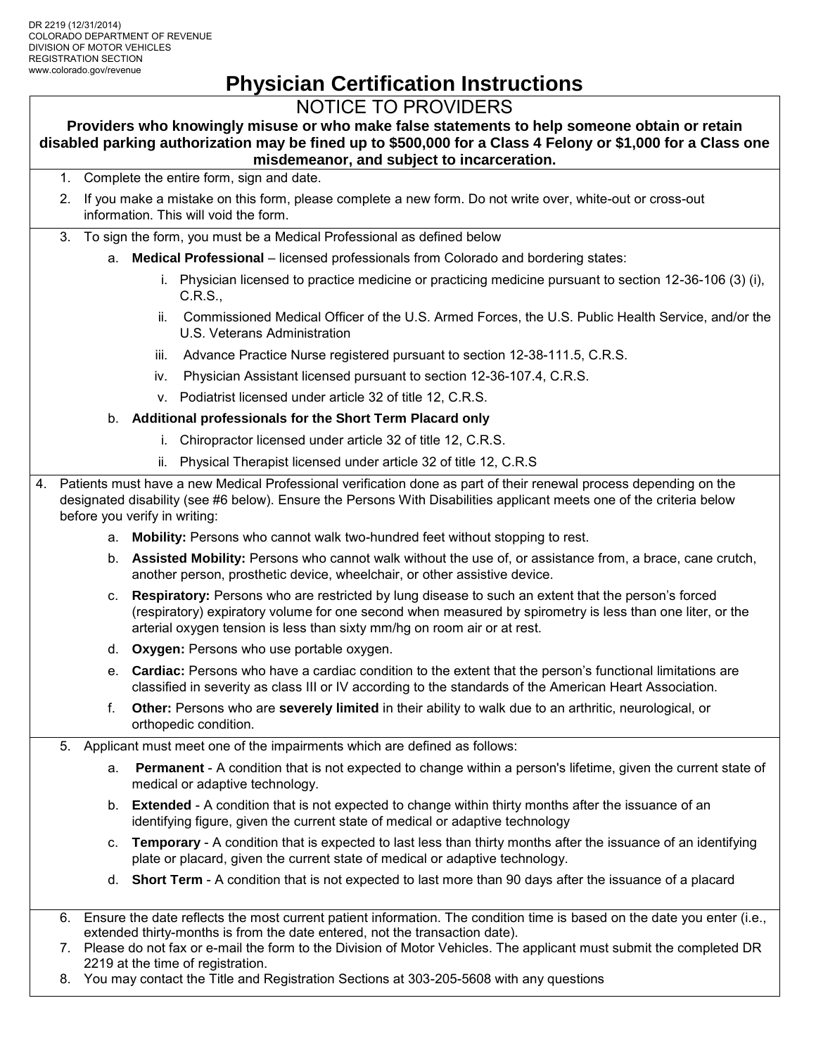DR 2219 (12/31/2014)
COLORADO DEPARTMENT OF REVENUE
DIVISION OF MOTOR VEHICLES
REGISTRATION SECTION
www.colorado.gov/revenue

# Physician Certification Instructions

## NOTICE TO PROVIDERS

**Providers who knowingly misuse or who make false statements to help someone obtain or retain disabled parking authorization may be fined up to $500,000 for a Class 4 Felony or $1,000 for a Class one misdemeanor, and subject to incarceration.**

1. Complete the entire form, sign and date.
2. If you make a mistake on this form, please complete a new form. Do not write over, white-out or cross-out information. This will void the form.
3. To sign the form, you must be a Medical Professional as defined below
   a. **Medical Professional** – licensed professionals from Colorado and bordering states:
      i. Physician licensed to practice medicine or practicing medicine pursuant to section 12-36-106 (3) (i), C.R.S.,
      ii. Commissioned Medical Officer of the U.S. Armed Forces, the U.S. Public Health Service, and/or the U.S. Veterans Administration
      iii. Advance Practice Nurse registered pursuant to section 12-38-111.5, C.R.S.
      iv. Physician Assistant licensed pursuant to section 12-36-107.4, C.R.S.
      v. Podiatrist licensed under article 32 of title 12, C.R.S.
   b. **Additional professionals for the Short Term Placard only**
      i. Chiropractor licensed under article 32 of title 12, C.R.S.
      ii. Physical Therapist licensed under article 32 of title 12, C.R.S
4. Patients must have a new Medical Professional verification done as part of their renewal process depending on the designated disability (see #6 below). Ensure the Persons With Disabilities applicant meets one of the criteria below before you verify in writing:
   a. **Mobility:** Persons who cannot walk two-hundred feet without stopping to rest.
   b. **Assisted Mobility:** Persons who cannot walk without the use of, or assistance from, a brace, cane crutch, another person, prosthetic device, wheelchair, or other assistive device.
   c. **Respiratory:** Persons who are restricted by lung disease to such an extent that the person's forced (respiratory) expiratory volume for one second when measured by spirometry is less than one liter, or the arterial oxygen tension is less than sixty mm/hg on room air or at rest.
   d. **Oxygen:** Persons who use portable oxygen.
   e. **Cardiac:** Persons who have a cardiac condition to the extent that the person's functional limitations are classified in severity as class III or IV according to the standards of the American Heart Association.
   f. **Other:** Persons who are **severely limited** in their ability to walk due to an arthritic, neurological, or orthopedic condition.
5. Applicant must meet one of the impairments which are defined as follows:
   a. **Permanent** - A condition that is not expected to change within a person's lifetime, given the current state of medical or adaptive technology.
   b. **Extended** - A condition that is not expected to change within thirty months after the issuance of an identifying figure, given the current state of medical or adaptive technology
   c. **Temporary** - A condition that is expected to last less than thirty months after the issuance of an identifying plate or placard, given the current state of medical or adaptive technology.
   d. **Short Term** - A condition that is not expected to last more than 90 days after the issuance of a placard
6. Ensure the date reflects the most current patient information. The condition time is based on the date you enter (i.e., extended thirty-months is from the date entered, not the transaction date).
7. Please do not fax or e-mail the form to the Division of Motor Vehicles. The applicant must submit the completed DR 2219 at the time of registration.
8. You may contact the Title and Registration Sections at 303-205-5608 with any questions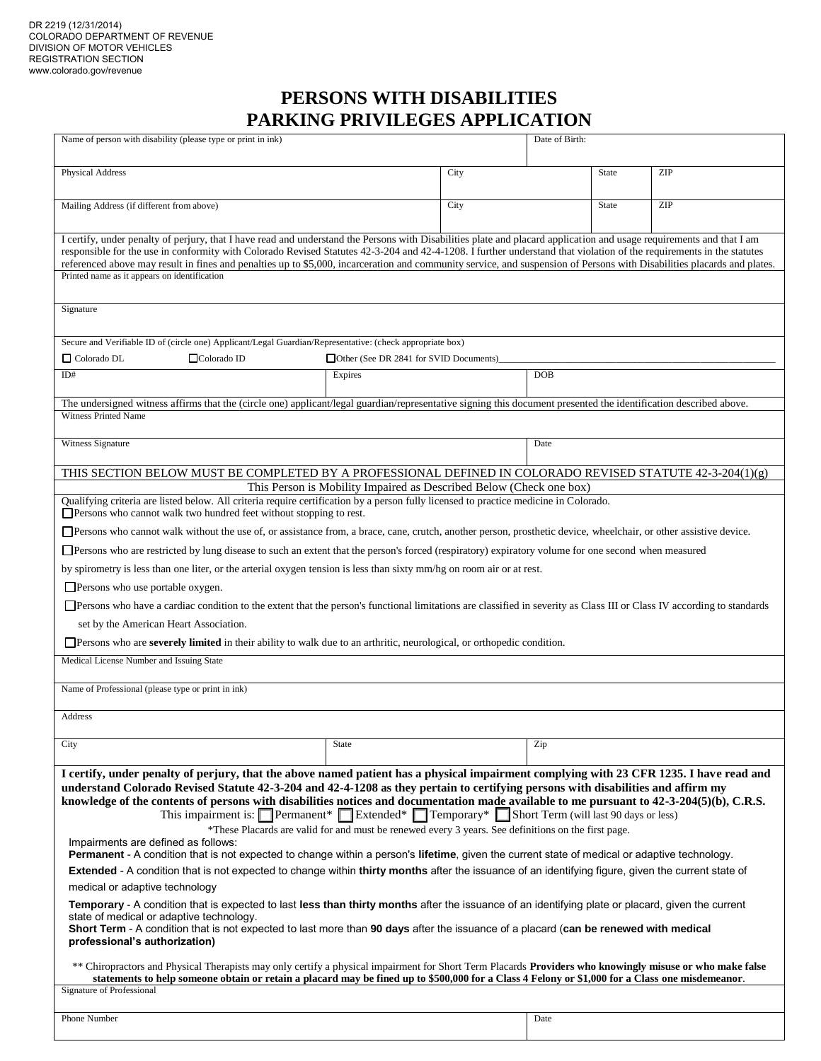DR 2219 (12/31/2014)
COLORADO DEPARTMENT OF REVENUE
DIVISION OF MOTOR VEHICLES
REGISTRATION SECTION
www.colorado.gov/revenue

# PERSONS WITH DISABILITIES PARKING PRIVILEGES APPLICATION

| Name of person with disability (please type or print in ink) | | Date of Birth: | |
|---|---|---|---|
| Physical Address | City | State | ZIP |
| Mailing Address (if different from above) | City | State | ZIP |

I certify, under penalty of perjury, that I have read and understand the Persons with Disabilities plate and placard application and usage requirements and that I am responsible for the use in conformity with Colorado Revised Statutes 42-3-204 and 42-4-1208. I further understand that violation of the requirements in the statutes referenced above may result in fines and penalties up to $5,000, incarceration and community service, and suspension of Persons with Disabilities placards and plates.

Printed name as it appears on identification

Signature

Secure and Verifiable ID of (circle one) Applicant/Legal Guardian/Representative: (check appropriate box)

☐ Colorado DL ☐ Colorado ID ☐ Other (See DR 2841 for SVID Documents)\_\_\_\_\_\_\_\_\_\_\_\_\_\_\_\_\_\_\_\_\_\_\_\_

| ID# | Expires | DOB |
|---|---|---|

The undersigned witness affirms that the (circle one) applicant/legal guardian/representative signing this document presented the identification described above.

Witness Printed Name

| Witness Signature | Date |
|---|---|

THIS SECTION BELOW MUST BE COMPLETED BY A PROFESSIONAL DEFINED IN COLORADO REVISED STATUTE 42-3-204(1)(g)

This Person is Mobility Impaired as Described Below (Check one box)

Qualifying criteria are listed below. All criteria require certification by a person fully licensed to practice medicine in Colorado.

☐ Persons who cannot walk two hundred feet without stopping to rest.

☐ Persons who cannot walk without the use of, or assistance from, a brace, cane, crutch, another person, prosthetic device, wheelchair, or other assistive device.

☐ Persons who are restricted by lung disease to such an extent that the person's forced (respiratory) expiratory volume for one second when measured by spirometry is less than one liter, or the arterial oxygen tension is less than sixty mm/hg on room air or at rest.

☐ Persons who use portable oxygen.

☐ Persons who have a cardiac condition to the extent that the person's functional limitations are classified in severity as Class III or Class IV according to standards set by the American Heart Association.

☐ Persons who are **severely limited** in their ability to walk due to an arthritic, neurological, or orthopedic condition.

Medical License Number and Issuing State

Name of Professional (please type or print in ink)

Address

| City | State | Zip |
|---|---|---|

**I certify, under penalty of perjury, that the above named patient has a physical impairment complying with 23 CFR 1235. I have read and understand Colorado Revised Statute 42-3-204 and 42-4-1208 as they pertain to certifying persons with disabilities and affirm my knowledge of the contents of persons with disabilities notices and documentation made available to me pursuant to 42-3-204(5)(b), C.R.S.**

This impairment is: ☐ Permanent* ☐ Extended* ☐ Temporary* ☐ Short Term (will last 90 days or less)

*These Placards are valid for and must be renewed every 3 years. See definitions on the first page.

Impairments are defined as follows:

**Permanent** - A condition that is not expected to change within a person's **lifetime**, given the current state of medical or adaptive technology.

**Extended** - A condition that is not expected to change within **thirty months** after the issuance of an identifying figure, given the current state of medical or adaptive technology

**Temporary** - A condition that is expected to last **less than thirty months** after the issuance of an identifying plate or placard, given the current state of medical or adaptive technology.

**Short Term** - A condition that is not expected to last more than **90 days** after the issuance of a placard (**can be renewed with medical professional's authorization)**

** Chiropractors and Physical Therapists may only certify a physical impairment for Short Term Placards **Providers who knowingly misuse or who make false statements to help someone obtain or retain a placard may be fined up to $500,000 for a Class 4 Felony or $1,000 for a Class one misdemeanor**.

Signature of Professional

| Phone Number | Date |
|---|---|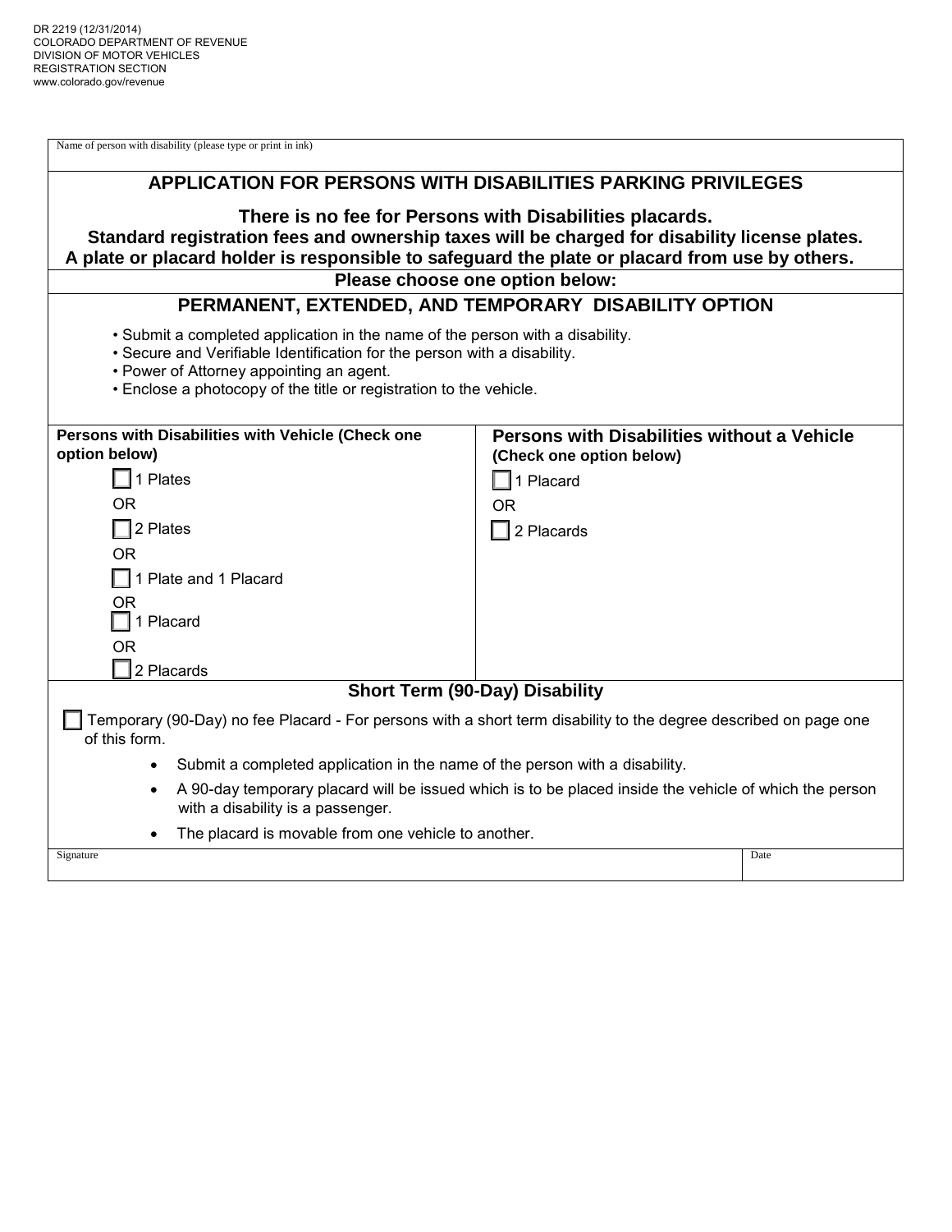DR 2219 (12/31/2014)
COLORADO DEPARTMENT OF REVENUE
DIVISION OF MOTOR VEHICLES
REGISTRATION SECTION
www.colorado.gov/revenue

Name of person with disability (please type or print in ink)

## APPLICATION FOR PERSONS WITH DISABILITIES PARKING PRIVILEGES

**There is no fee for Persons with Disabilities placards.**
**Standard registration fees and ownership taxes will be charged for disability license plates.**
**A plate or placard holder is responsible to safeguard the plate or placard from use by others.**

**Please choose one option below:**

### PERMANENT, EXTENDED, AND TEMPORARY DISABILITY OPTION

- Submit a completed application in the name of the person with a disability.
- Secure and Verifiable Identification for the person with a disability.
- Power of Attorney appointing an agent.
- Enclose a photocopy of the title or registration to the vehicle.

| **Persons with Disabilities with Vehicle (Check one option below)** | **Persons with Disabilities without a Vehicle (Check one option below)** |
|---|---|
| ☐ 1 Plates | ☐ 1 Placard |
| OR | OR |
| ☐ 2 Plates | ☐ 2 Placards |
| OR | |
| ☐ 1 Plate and 1 Placard | |
| OR | |
| ☐ 1 Placard | |
| OR | |
| ☐ 2 Placards | |

### Short Term (90-Day) Disability

☐ Temporary (90-Day) no fee Placard - For persons with a short term disability to the degree described on page one of this form.

- Submit a completed application in the name of the person with a disability.
- A 90-day temporary placard will be issued which is to be placed inside the vehicle of which the person with a disability is a passenger.
- The placard is movable from one vehicle to another.

| Signature | Date |
|---|---|
| | |